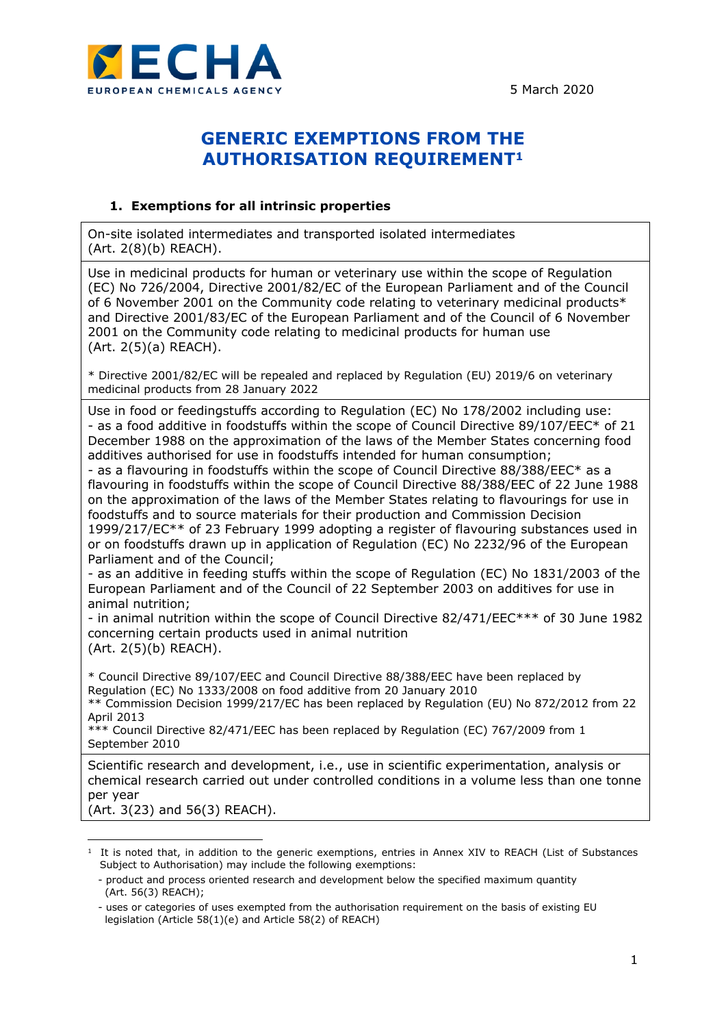5 March 2020

# GENERIC EXEMPTIONS FROM THE AUTHORISATION REQUIREMENT[1]

## 1. Exemptions for all intrinsic properties

| |
|---|
| On-site isolated intermediates and transported isolated intermediates (Art. 2(8)(b) REACH). |
| Use in medicinal products for human or veterinary use within the scope of Regulation (EC) No 726/2004, Directive 2001/82/EC of the European Parliament and of the Council of 6 November 2001 on the Community code relating to veterinary medicinal products* and Directive 2001/83/EC of the European Parliament and of the Council of 6 November 2001 on the Community code relating to medicinal products for human use (Art. 2(5)(a) REACH).<br><br>* Directive 2001/82/EC will be repealed and replaced by Regulation (EU) 2019/6 on veterinary medicinal products from 28 January 2022 |
| Use in food or feedingstuffs according to Regulation (EC) No 178/2002 including use:<br>- as a food additive in foodstuffs within the scope of Council Directive 89/107/EEC* of 21 December 1988 on the approximation of the laws of the Member States concerning food additives authorised for use in foodstuffs intended for human consumption;<br>- as a flavouring in foodstuffs within the scope of Council Directive 88/388/EEC* as a flavouring in foodstuffs within the scope of Council Directive 88/388/EEC of 22 June 1988 on the approximation of the laws of the Member States relating to flavourings for use in foodstuffs and to source materials for their production and Commission Decision 1999/217/EC** of 23 February 1999 adopting a register of flavouring substances used in or on foodstuffs drawn up in application of Regulation (EC) No 2232/96 of the European Parliament and of the Council;<br>- as an additive in feeding stuffs within the scope of Regulation (EC) No 1831/2003 of the European Parliament and of the Council of 22 September 2003 on additives for use in animal nutrition;<br>- in animal nutrition within the scope of Council Directive 82/471/EEC*** of 30 June 1982 concerning certain products used in animal nutrition (Art. 2(5)(b) REACH).<br><br>* Council Directive 89/107/EEC and Council Directive 88/388/EEC have been replaced by Regulation (EC) No 1333/2008 on food additive from 20 January 2010<br>** Commission Decision 1999/217/EC has been replaced by Regulation (EU) No 872/2012 from 22 April 2013<br>*** Council Directive 82/471/EEC has been replaced by Regulation (EC) 767/2009 from 1 September 2010 |
| Scientific research and development, i.e., use in scientific experimentation, analysis or chemical research carried out under controlled conditions in a volume less than one tonne per year (Art. 3(23) and 56(3) REACH). |

---

[1] It is noted that, in addition to the generic exemptions, entries in Annex XIV to REACH (List of Substances Subject to Authorisation) may include the following exemptions:

- product and process oriented research and development below the specified maximum quantity (Art. 56(3) REACH);
- uses or categories of uses exempted from the authorisation requirement on the basis of existing EU legislation (Article 58(1)(e) and Article 58(2) of REACH)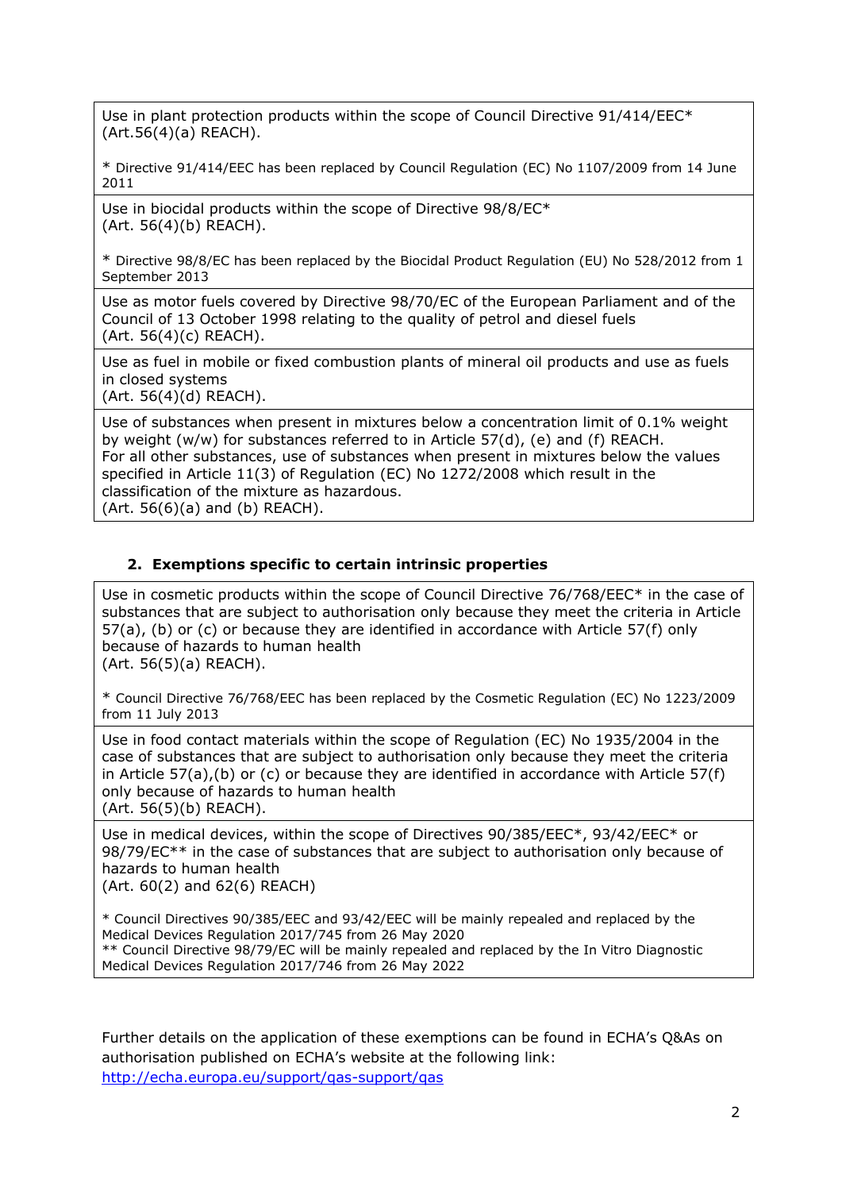| |
|---|
| Use in plant protection products within the scope of Council Directive 91/414/EEC* (Art.56(4)(a) REACH).<br><br>* Directive 91/414/EEC has been replaced by Council Regulation (EC) No 1107/2009 from 14 June 2011 |
| Use in biocidal products within the scope of Directive 98/8/EC* (Art. 56(4)(b) REACH).<br><br>* Directive 98/8/EC has been replaced by the Biocidal Product Regulation (EU) No 528/2012 from 1 September 2013 |
| Use as motor fuels covered by Directive 98/70/EC of the European Parliament and of the Council of 13 October 1998 relating to the quality of petrol and diesel fuels (Art. 56(4)(c) REACH). |
| Use as fuel in mobile or fixed combustion plants of mineral oil products and use as fuels in closed systems (Art. 56(4)(d) REACH). |
| Use of substances when present in mixtures below a concentration limit of 0.1% weight by weight (w/w) for substances referred to in Article 57(d), (e) and (f) REACH.<br>For all other substances, use of substances when present in mixtures below the values specified in Article 11(3) of Regulation (EC) No 1272/2008 which result in the classification of the mixture as hazardous.<br>(Art. 56(6)(a) and (b) REACH). |

## 2. Exemptions specific to certain intrinsic properties

| |
|---|
| Use in cosmetic products within the scope of Council Directive 76/768/EEC* in the case of substances that are subject to authorisation only because they meet the criteria in Article 57(a), (b) or (c) or because they are identified in accordance with Article 57(f) only because of hazards to human health (Art. 56(5)(a) REACH).<br><br>* Council Directive 76/768/EEC has been replaced by the Cosmetic Regulation (EC) No 1223/2009 from 11 July 2013 |
| Use in food contact materials within the scope of Regulation (EC) No 1935/2004 in the case of substances that are subject to authorisation only because they meet the criteria in Article 57(a),(b) or (c) or because they are identified in accordance with Article 57(f) only because of hazards to human health (Art. 56(5)(b) REACH). |
| Use in medical devices, within the scope of Directives 90/385/EEC*, 93/42/EEC* or 98/79/EC** in the case of substances that are subject to authorisation only because of hazards to human health (Art. 60(2) and 62(6) REACH)<br><br>* Council Directives 90/385/EEC and 93/42/EEC will be mainly repealed and replaced by the Medical Devices Regulation 2017/745 from 26 May 2020<br>** Council Directive 98/79/EC will be mainly repealed and replaced by the In Vitro Diagnostic Medical Devices Regulation 2017/746 from 26 May 2022 |

Further details on the application of these exemptions can be found in ECHA's Q&As on authorisation published on ECHA's website at the following link: [http://echa.europa.eu/support/qas-support/qas](http://echa.europa.eu/support/qas-support/qas)